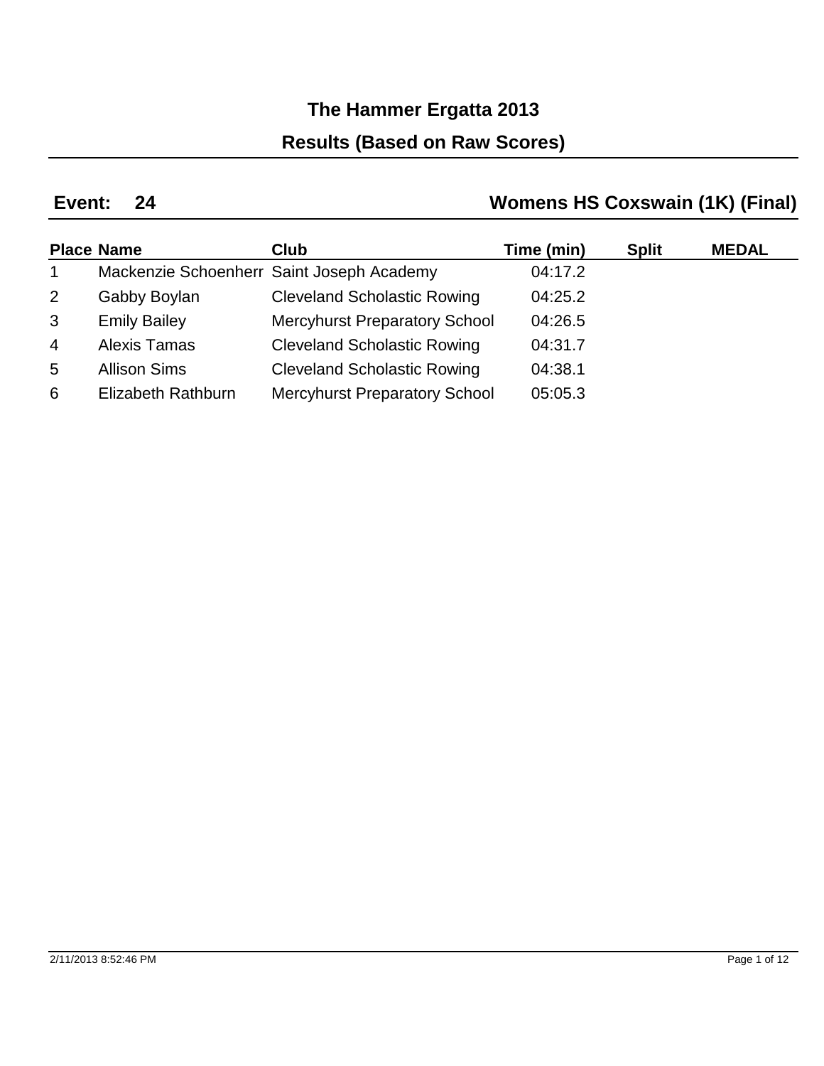# The Hammer Ergatta 2013

## Results (Based on Raw Scores)

**Event: 24** **Womens HS Coxswain (1K) (Final)**

| Place | Name | Club | Time (min) | Split | MEDAL |
|---|---|---|---|---|---|
| 1 | Mackenzie Schoenherr | Saint Joseph Academy | 04:17.2 | | |
| 2 | Gabby Boylan | Cleveland Scholastic Rowing | 04:25.2 | | |
| 3 | Emily Bailey | Mercyhurst Preparatory School | 04:26.5 | | |
| 4 | Alexis Tamas | Cleveland Scholastic Rowing | 04:31.7 | | |
| 5 | Allison Sims | Cleveland Scholastic Rowing | 04:38.1 | | |
| 6 | Elizabeth Rathburn | Mercyhurst Preparatory School | 05:05.3 | | |

2/11/2013 8:52:46 PM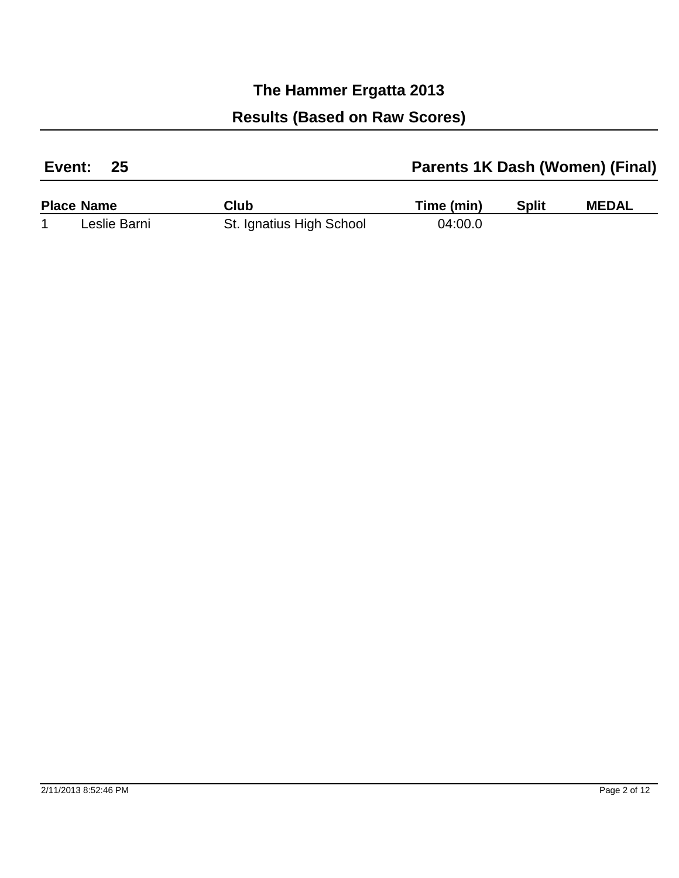# The Hammer Ergatta 2013

## Results (Based on Raw Scores)

**Event: 25** **Parents 1K Dash (Women) (Final)**

| Place | Name | Club | Time (min) | Split | MEDAL |
|---|---|---|---|---|---|
| 1 | Leslie Barni | St. Ignatius High School | 04:00.0 | | |

2/11/2013 8:52:46 PM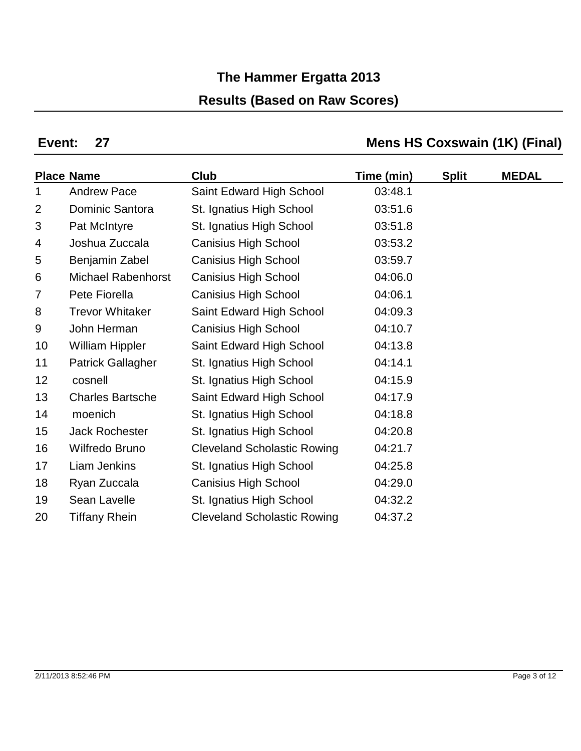# The Hammer Ergatta 2013

## Results (Based on Raw Scores)

**Event: 27** **Mens HS Coxswain (1K) (Final)**

| Place | Name | Club | Time (min) | Split | MEDAL |
|---|---|---|---|---|---|
| 1 | Andrew Pace | Saint Edward High School | 03:48.1 | | |
| 2 | Dominic Santora | St. Ignatius High School | 03:51.6 | | |
| 3 | Pat McIntyre | St. Ignatius High School | 03:51.8 | | |
| 4 | Joshua Zuccala | Canisius High School | 03:53.2 | | |
| 5 | Benjamin Zabel | Canisius High School | 03:59.7 | | |
| 6 | Michael Rabenhorst | Canisius High School | 04:06.0 | | |
| 7 | Pete Fiorella | Canisius High School | 04:06.1 | | |
| 8 | Trevor Whitaker | Saint Edward High School | 04:09.3 | | |
| 9 | John Herman | Canisius High School | 04:10.7 | | |
| 10 | William Hippler | Saint Edward High School | 04:13.8 | | |
| 11 | Patrick Gallagher | St. Ignatius High School | 04:14.1 | | |
| 12 | cosnell | St. Ignatius High School | 04:15.9 | | |
| 13 | Charles Bartsche | Saint Edward High School | 04:17.9 | | |
| 14 | moenich | St. Ignatius High School | 04:18.8 | | |
| 15 | Jack Rochester | St. Ignatius High School | 04:20.8 | | |
| 16 | Wilfredo Bruno | Cleveland Scholastic Rowing | 04:21.7 | | |
| 17 | Liam Jenkins | St. Ignatius High School | 04:25.8 | | |
| 18 | Ryan Zuccala | Canisius High School | 04:29.0 | | |
| 19 | Sean Lavelle | St. Ignatius High School | 04:32.2 | | |
| 20 | Tiffany Rhein | Cleveland Scholastic Rowing | 04:37.2 | | |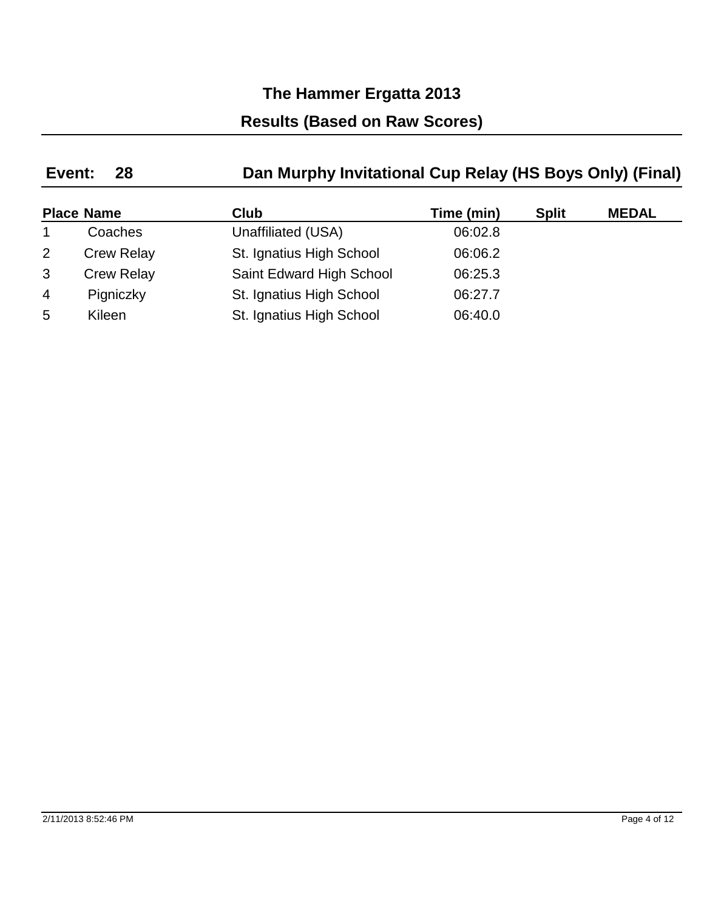# The Hammer Ergatta 2013

## Results (Based on Raw Scores)

### Event: 28 Dan Murphy Invitational Cup Relay (HS Boys Only) (Final)

| Place | Name | Club | Time (min) | Split | MEDAL |
|---|---|---|---|---|---|
| 1 | Coaches | Unaffiliated (USA) | 06:02.8 | | |
| 2 | Crew Relay | St. Ignatius High School | 06:06.2 | | |
| 3 | Crew Relay | Saint Edward High School | 06:25.3 | | |
| 4 | Pigniczky | St. Ignatius High School | 06:27.7 | | |
| 5 | Kileen | St. Ignatius High School | 06:40.0 | | |

2/11/2013 8:52:46 PM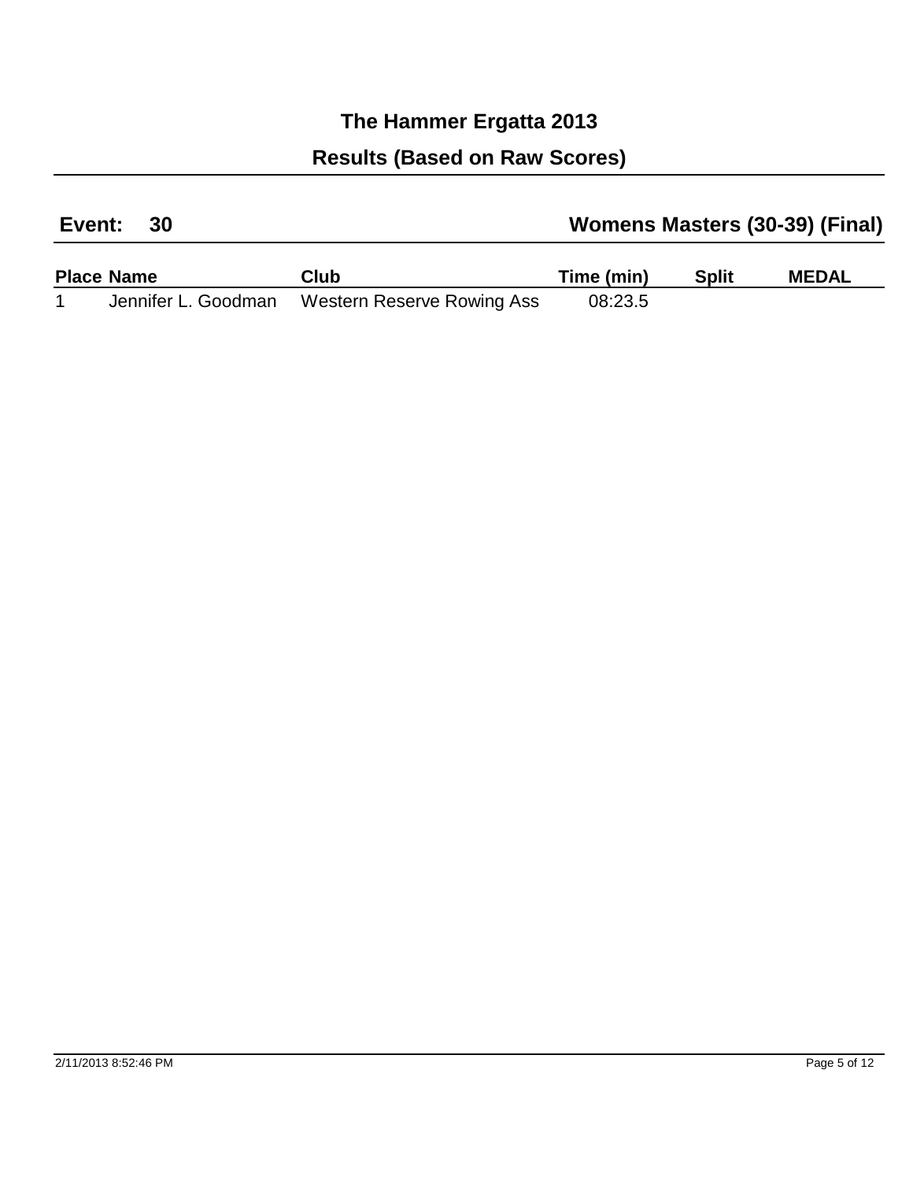# The Hammer Ergatta 2013

## Results (Based on Raw Scores)

**Event: 30** **Womens Masters (30-39) (Final)**

| Place | Name | Club | Time (min) | Split | MEDAL |
|---|---|---|---|---|---|
| 1 | Jennifer L. Goodman | Western Reserve Rowing Ass | 08:23.5 | | |

2/11/2013 8:52:46 PM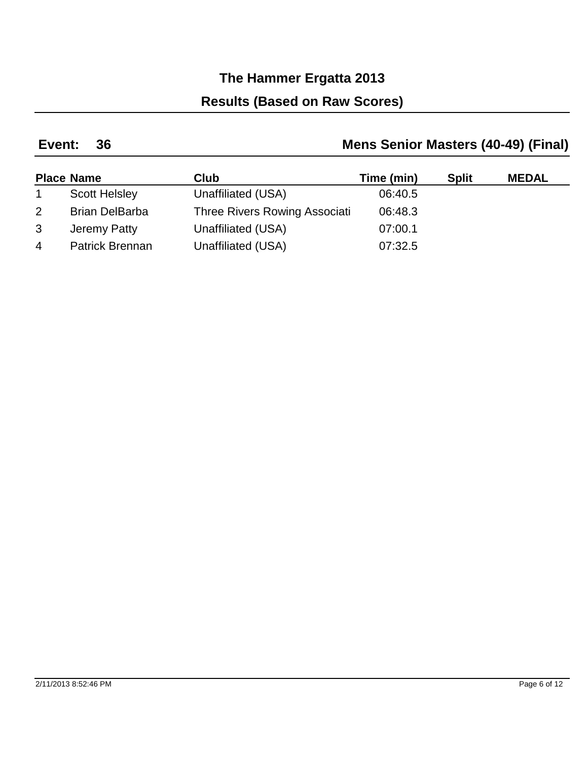# The Hammer Ergatta 2013

## Results (Based on Raw Scores)

**Event: 36** **Mens Senior Masters (40-49) (Final)**

| Place | Name | Club | Time (min) | Split | MEDAL |
|---|---|---|---|---|---|
| 1 | Scott Helsley | Unaffiliated (USA) | 06:40.5 | | |
| 2 | Brian DelBarba | Three Rivers Rowing Associati | 06:48.3 | | |
| 3 | Jeremy Patty | Unaffiliated (USA) | 07:00.1 | | |
| 4 | Patrick Brennan | Unaffiliated (USA) | 07:32.5 | | |

2/11/2013 8:52:46 PM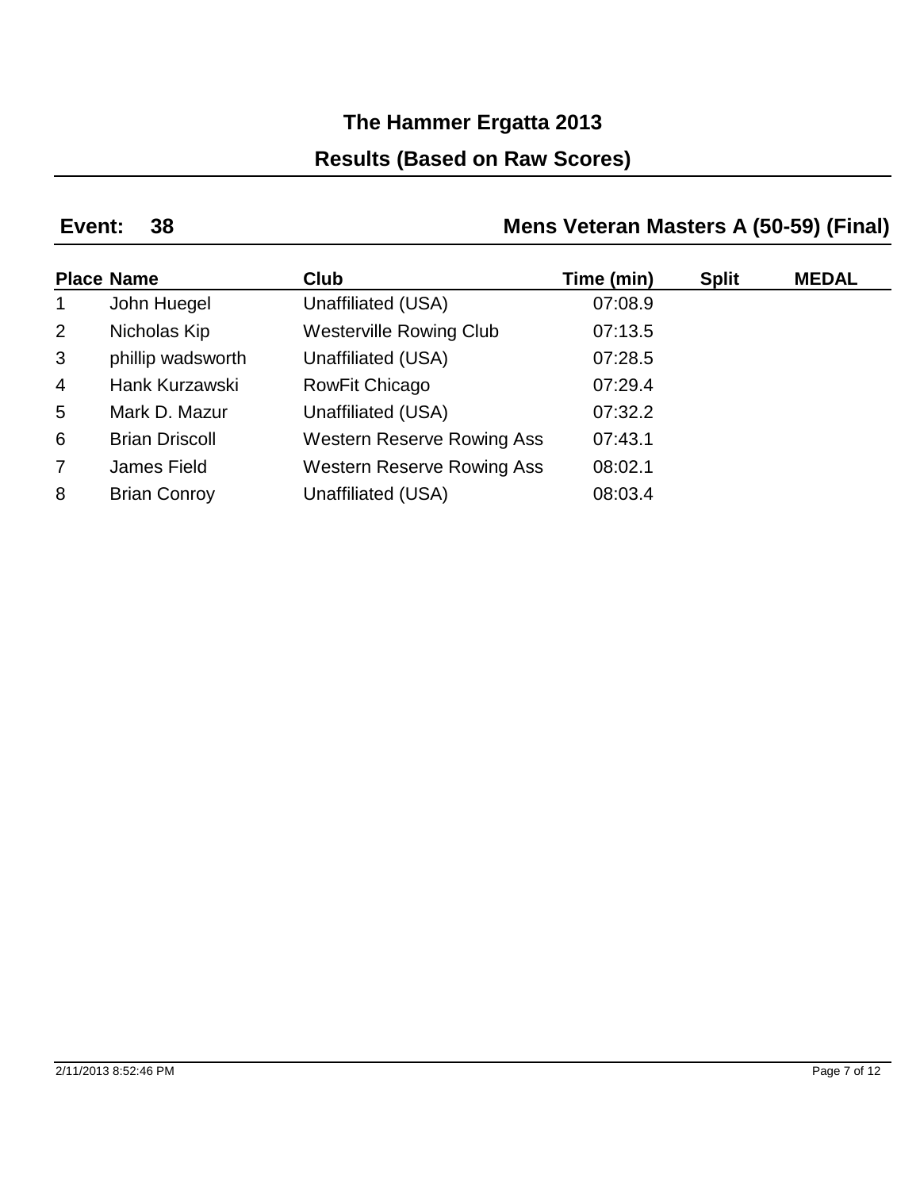# The Hammer Ergatta 2013

## Results (Based on Raw Scores)

**Event: 38** **Mens Veteran Masters A (50-59) (Final)**

| Place | Name | Club | Time (min) | Split | MEDAL |
|---|---|---|---|---|---|
| 1 | John Huegel | Unaffiliated (USA) | 07:08.9 | | |
| 2 | Nicholas Kip | Westerville Rowing Club | 07:13.5 | | |
| 3 | phillip wadsworth | Unaffiliated (USA) | 07:28.5 | | |
| 4 | Hank Kurzawski | RowFit Chicago | 07:29.4 | | |
| 5 | Mark D. Mazur | Unaffiliated (USA) | 07:32.2 | | |
| 6 | Brian Driscoll | Western Reserve Rowing Ass | 07:43.1 | | |
| 7 | James Field | Western Reserve Rowing Ass | 08:02.1 | | |
| 8 | Brian Conroy | Unaffiliated (USA) | 08:03.4 | | |

2/11/2013 8:52:46 PM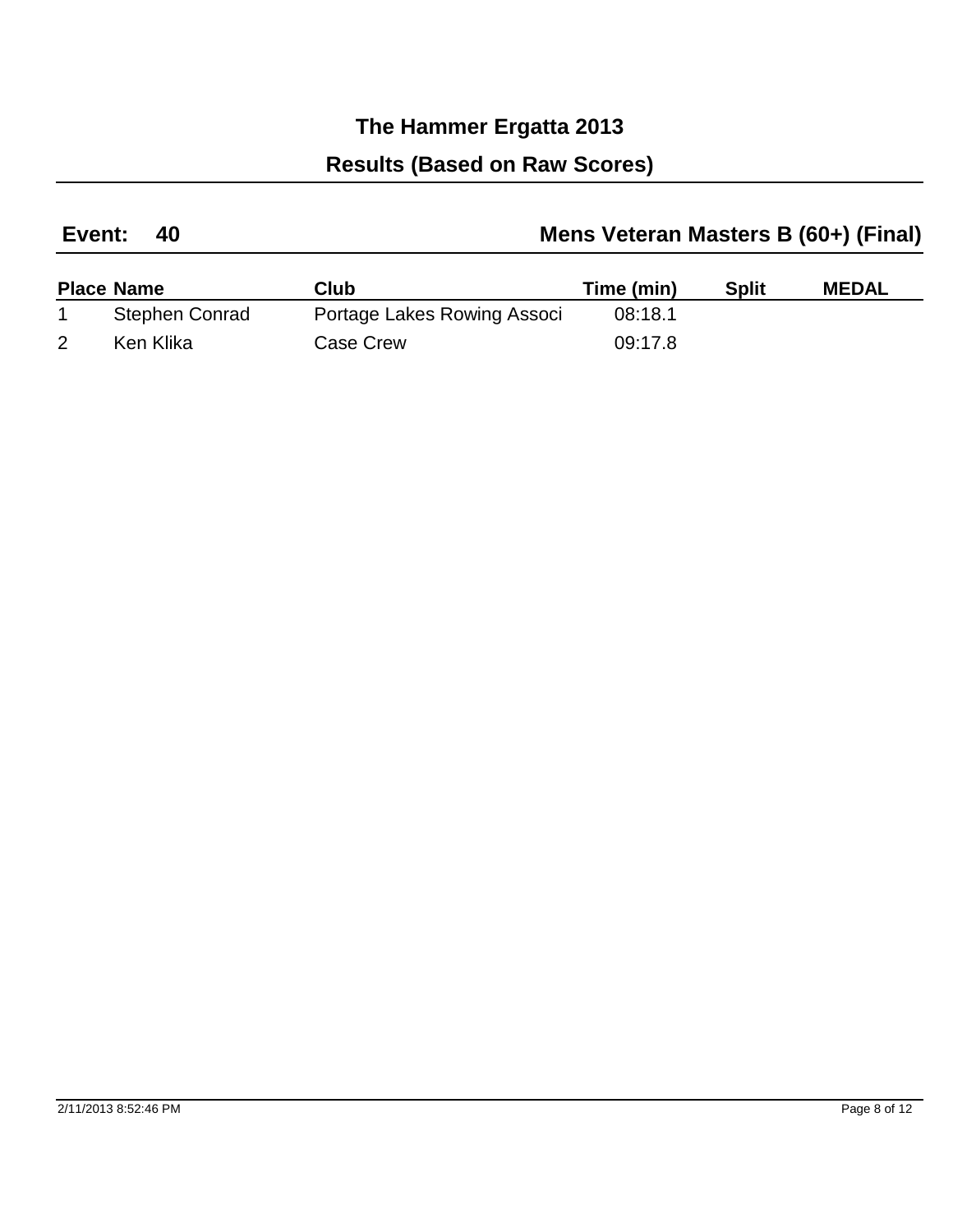# The Hammer Ergatta 2013

## Results (Based on Raw Scores)

### Event: 40 — Mens Veteran Masters B (60+) (Final)

| Place | Name | Club | Time (min) | Split | MEDAL |
|---|---|---|---|---|---|
| 1 | Stephen Conrad | Portage Lakes Rowing Associ | 08:18.1 | | |
| 2 | Ken Klika | Case Crew | 09:17.8 | | |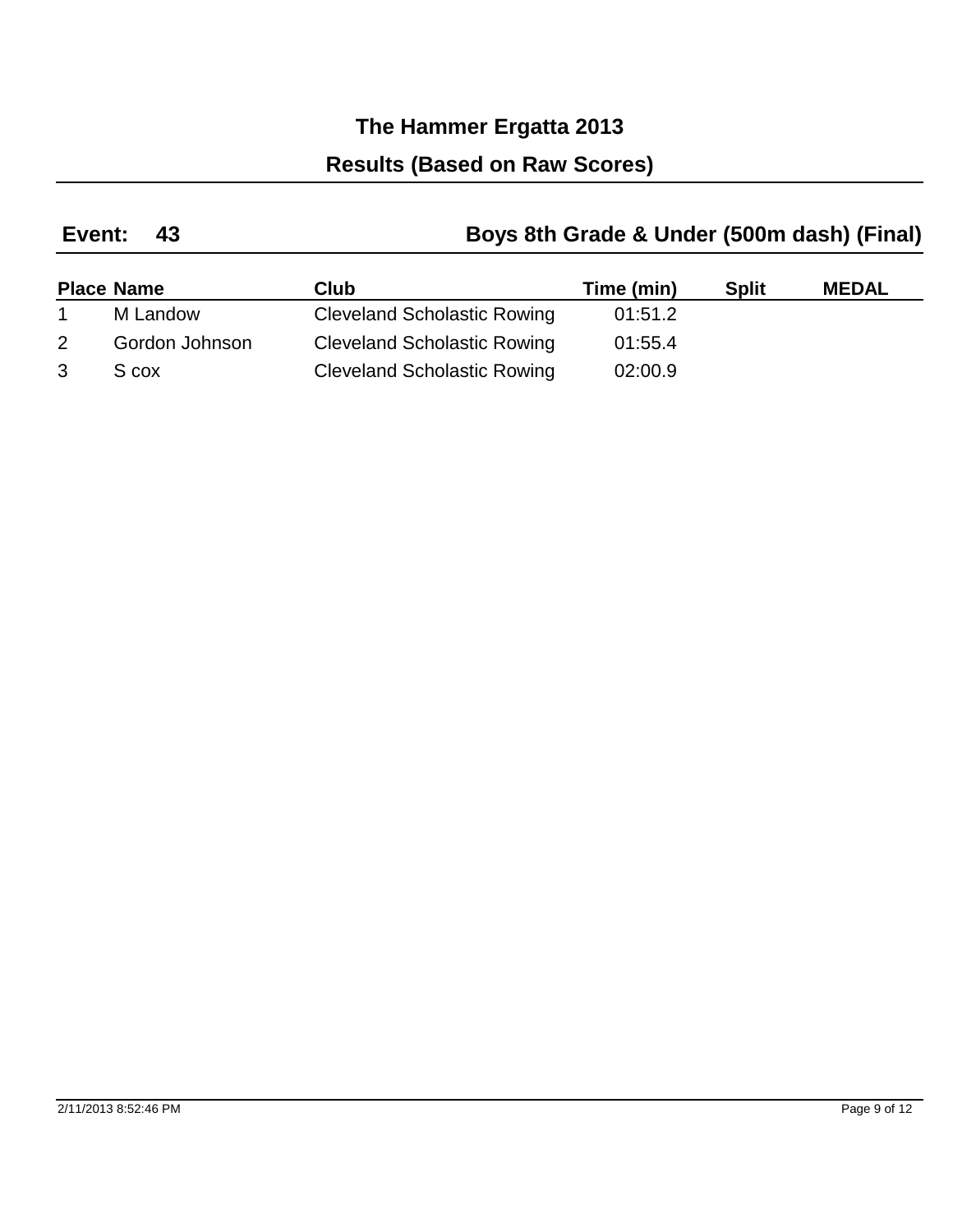# The Hammer Ergatta 2013

## Results (Based on Raw Scores)

**Event: 43** **Boys 8th Grade & Under (500m dash) (Final)**

| Place | Name | Club | Time (min) | Split | MEDAL |
|---|---|---|---|---|---|
| 1 | M Landow | Cleveland Scholastic Rowing | 01:51.2 | | |
| 2 | Gordon Johnson | Cleveland Scholastic Rowing | 01:55.4 | | |
| 3 | S cox | Cleveland Scholastic Rowing | 02:00.9 | | |

2/11/2013 8:52:46 PM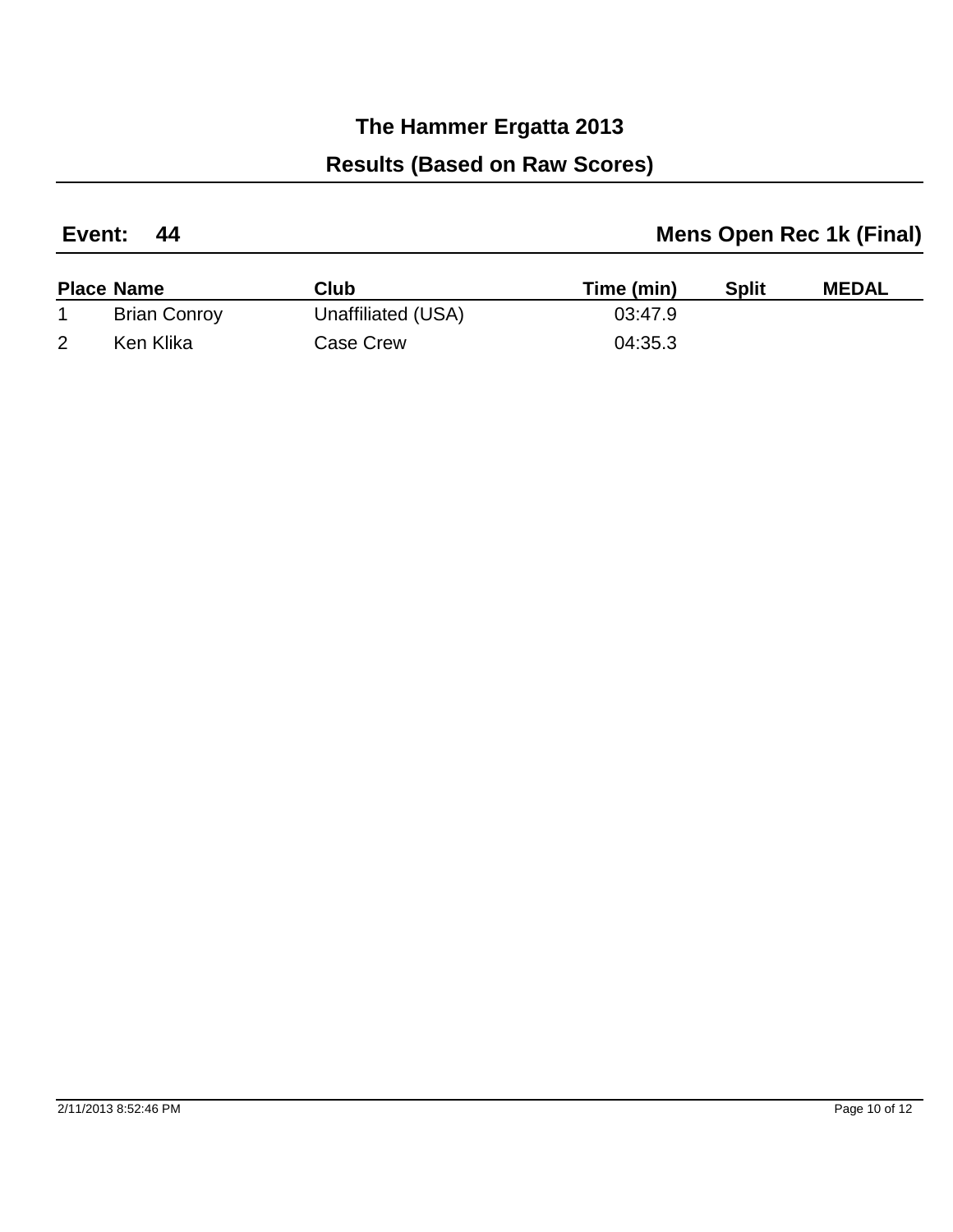# The Hammer Ergatta 2013

## Results (Based on Raw Scores)

**Event: 44** | **Mens Open Rec 1k (Final)**

| Place | Name | Club | Time (min) | Split | MEDAL |
|---|---|---|---|---|---|
| 1 | Brian Conroy | Unaffiliated (USA) | 03:47.9 | | |
| 2 | Ken Klika | Case Crew | 04:35.3 | | |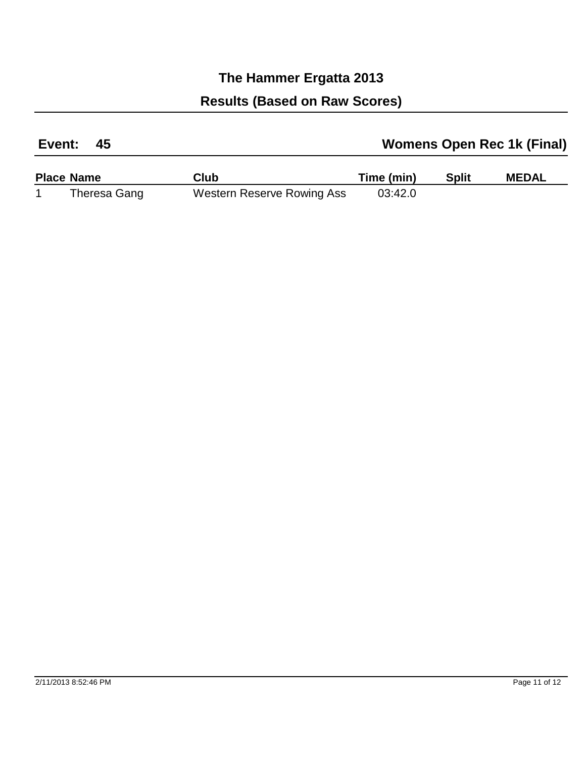# The Hammer Ergatta 2013

## Results (Based on Raw Scores)

**Event: 45** — **Womens Open Rec 1k (Final)**

| Place | Name | Club | Time (min) | Split | MEDAL |
|---|---|---|---|---|---|
| 1 | Theresa Gang | Western Reserve Rowing Ass | 03:42.0 | | |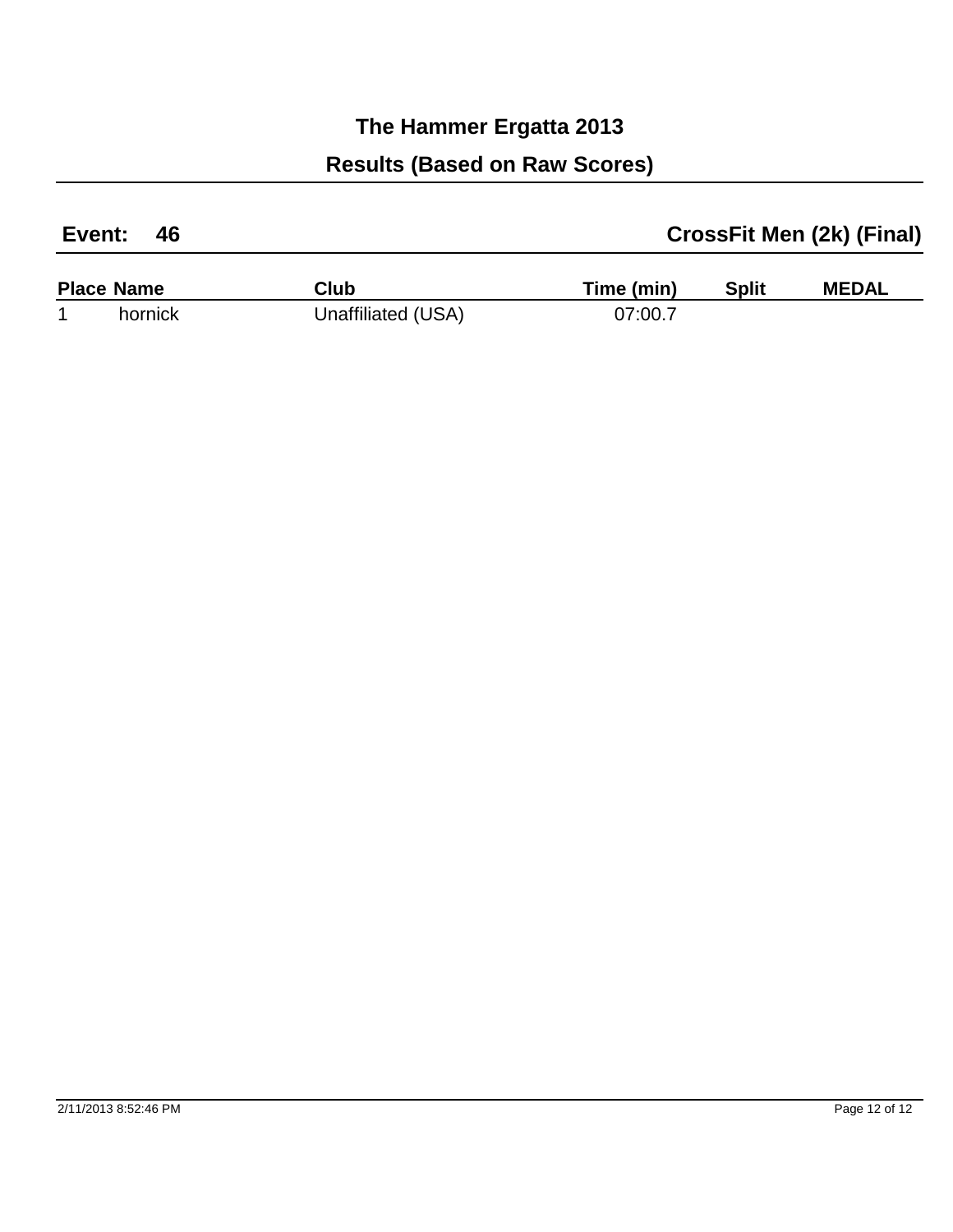# The Hammer Ergatta 2013

## Results (Based on Raw Scores)

**Event: 46** **CrossFit Men (2k) (Final)**

| Place | Name | Club | Time (min) | Split | MEDAL |
|---|---|---|---|---|---|
| 1 | hornick | Unaffiliated (USA) | 07:00.7 | | |

2/11/2013 8:52:46 PM